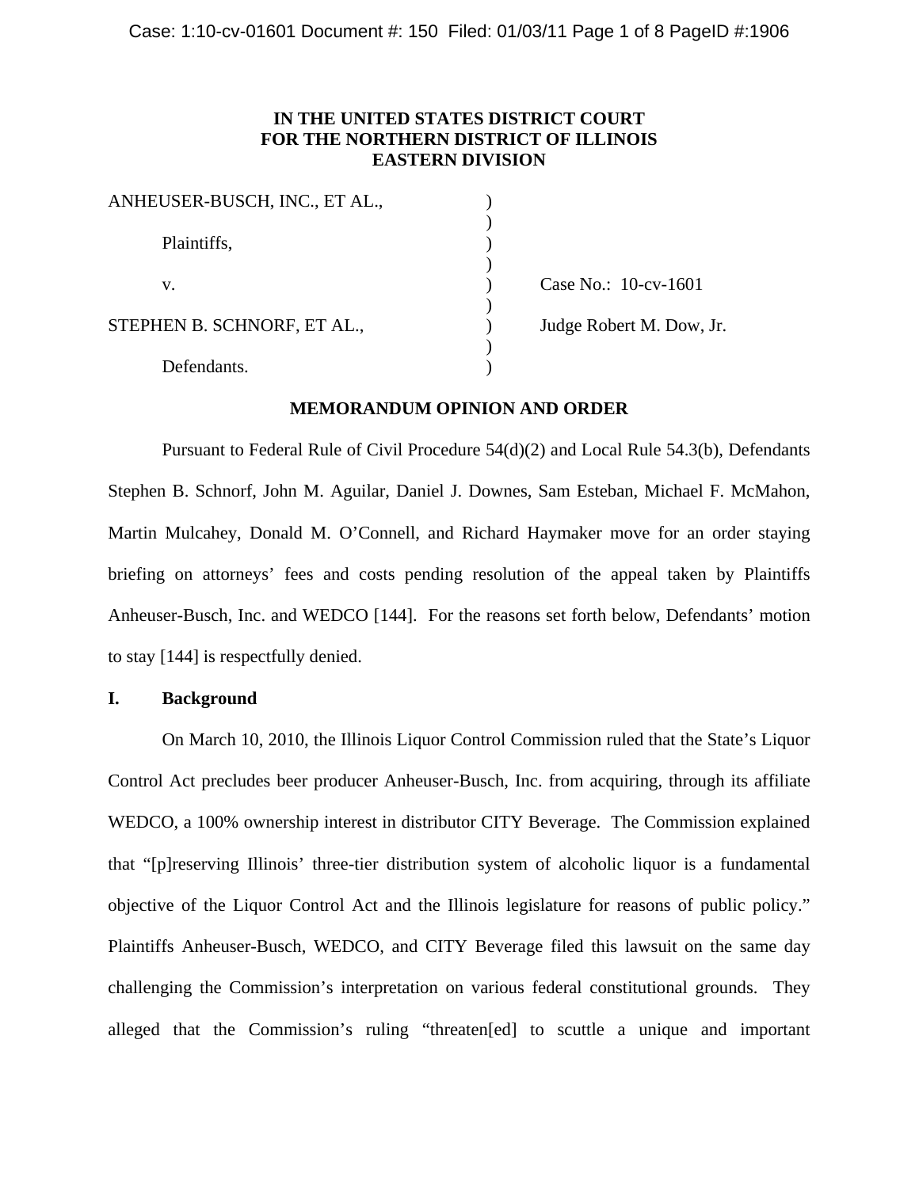**IN THE UNITED STATES DISTRICT COURT**
**FOR THE NORTHERN DISTRICT OF ILLINOIS**
**EASTERN DIVISION**

| | | |
|---|---|---|
| ANHEUSER-BUSCH, INC., ET AL., | ) | |
| Plaintiffs, | ) | |
| v. | ) | Case No.: 10-cv-1601 |
| STEPHEN B. SCHNORF, ET AL., | ) | Judge Robert M. Dow, Jr. |
| Defendants. | ) | |

**MEMORANDUM OPINION AND ORDER**

Pursuant to Federal Rule of Civil Procedure 54(d)(2) and Local Rule 54.3(b), Defendants Stephen B. Schnorf, John M. Aguilar, Daniel J. Downes, Sam Esteban, Michael F. McMahon, Martin Mulcahey, Donald M. O'Connell, and Richard Haymaker move for an order staying briefing on attorneys' fees and costs pending resolution of the appeal taken by Plaintiffs Anheuser-Busch, Inc. and WEDCO [144]. For the reasons set forth below, Defendants' motion to stay [144] is respectfully denied.

## I. Background

On March 10, 2010, the Illinois Liquor Control Commission ruled that the State's Liquor Control Act precludes beer producer Anheuser-Busch, Inc. from acquiring, through its affiliate WEDCO, a 100% ownership interest in distributor CITY Beverage. The Commission explained that "[p]reserving Illinois' three-tier distribution system of alcoholic liquor is a fundamental objective of the Liquor Control Act and the Illinois legislature for reasons of public policy." Plaintiffs Anheuser-Busch, WEDCO, and CITY Beverage filed this lawsuit on the same day challenging the Commission's interpretation on various federal constitutional grounds. They alleged that the Commission's ruling "threaten[ed] to scuttle a unique and important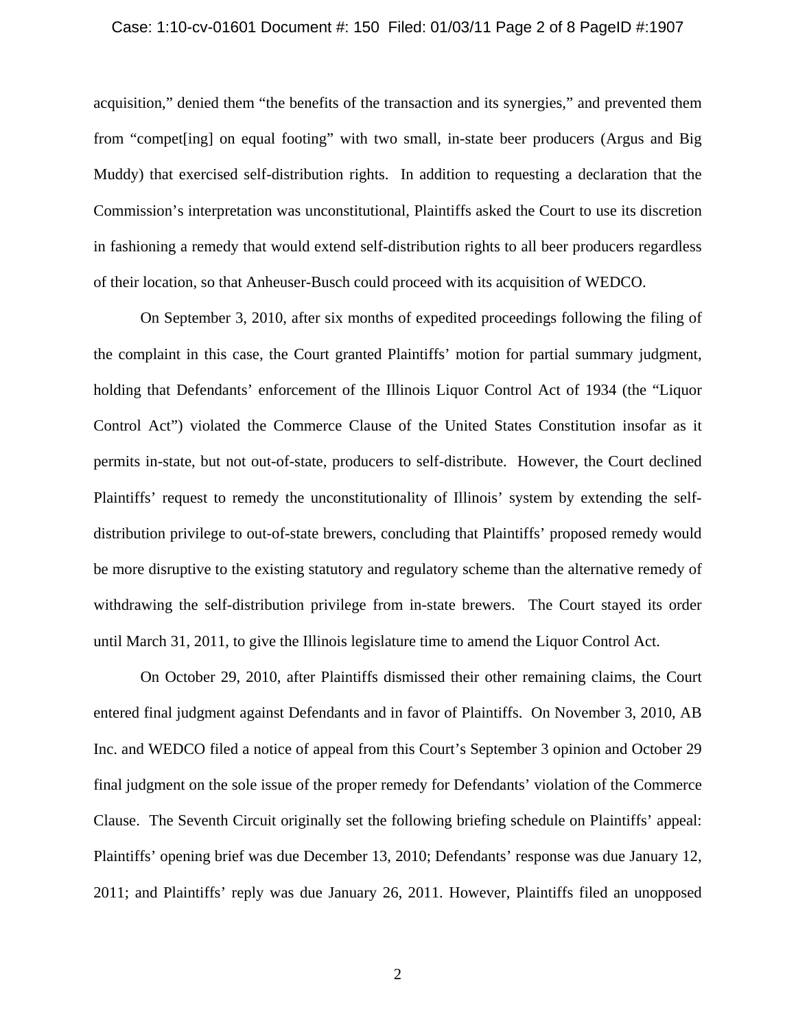acquisition," denied them "the benefits of the transaction and its synergies," and prevented them from "compet[ing] on equal footing" with two small, in-state beer producers (Argus and Big Muddy) that exercised self-distribution rights. In addition to requesting a declaration that the Commission's interpretation was unconstitutional, Plaintiffs asked the Court to use its discretion in fashioning a remedy that would extend self-distribution rights to all beer producers regardless of their location, so that Anheuser-Busch could proceed with its acquisition of WEDCO.

On September 3, 2010, after six months of expedited proceedings following the filing of the complaint in this case, the Court granted Plaintiffs' motion for partial summary judgment, holding that Defendants' enforcement of the Illinois Liquor Control Act of 1934 (the "Liquor Control Act") violated the Commerce Clause of the United States Constitution insofar as it permits in-state, but not out-of-state, producers to self-distribute. However, the Court declined Plaintiffs' request to remedy the unconstitutionality of Illinois' system by extending the self-distribution privilege to out-of-state brewers, concluding that Plaintiffs' proposed remedy would be more disruptive to the existing statutory and regulatory scheme than the alternative remedy of withdrawing the self-distribution privilege from in-state brewers. The Court stayed its order until March 31, 2011, to give the Illinois legislature time to amend the Liquor Control Act.

On October 29, 2010, after Plaintiffs dismissed their other remaining claims, the Court entered final judgment against Defendants and in favor of Plaintiffs. On November 3, 2010, AB Inc. and WEDCO filed a notice of appeal from this Court's September 3 opinion and October 29 final judgment on the sole issue of the proper remedy for Defendants' violation of the Commerce Clause. The Seventh Circuit originally set the following briefing schedule on Plaintiffs' appeal: Plaintiffs' opening brief was due December 13, 2010; Defendants' response was due January 12, 2011; and Plaintiffs' reply was due January 26, 2011. However, Plaintiffs filed an unopposed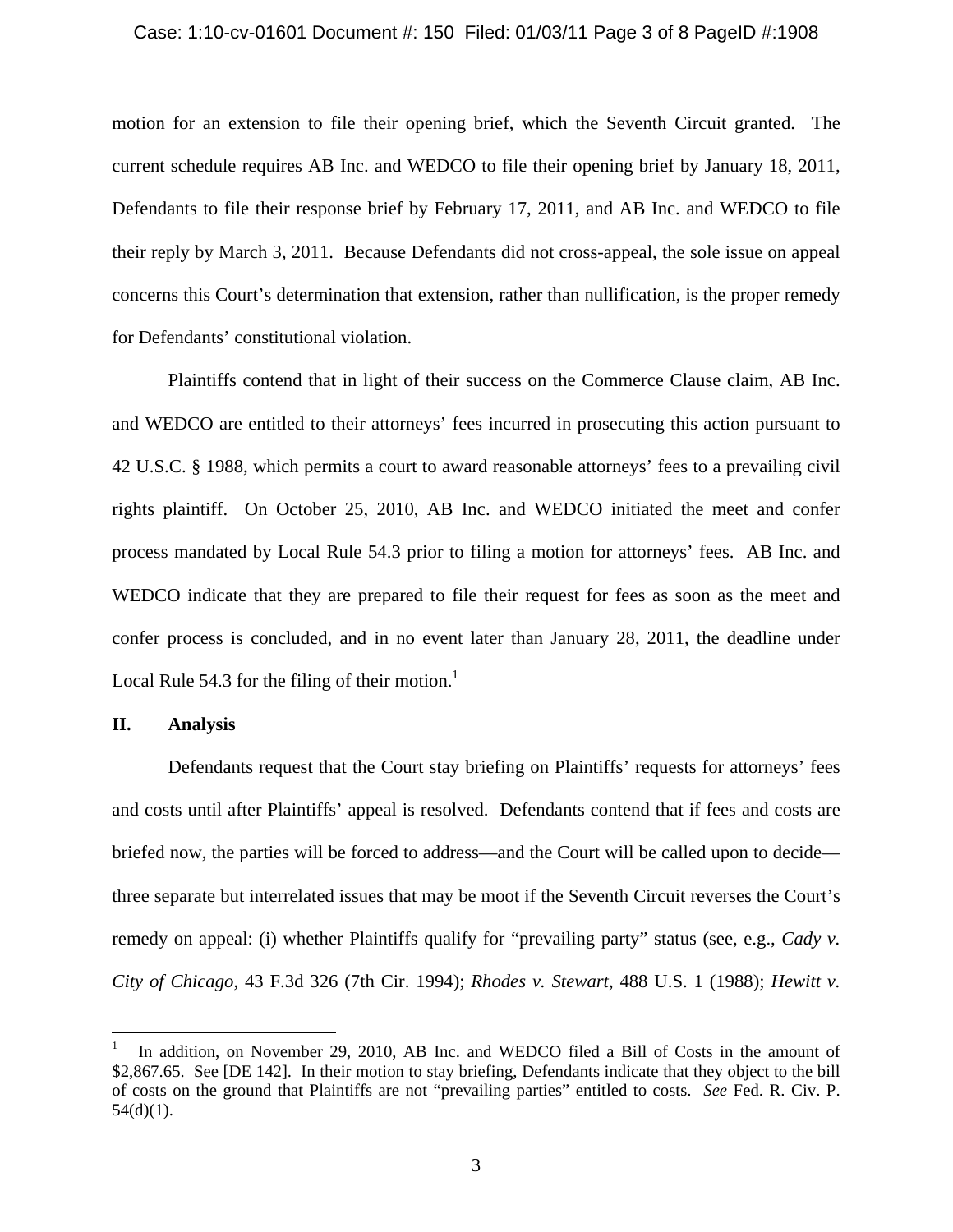motion for an extension to file their opening brief, which the Seventh Circuit granted. The current schedule requires AB Inc. and WEDCO to file their opening brief by January 18, 2011, Defendants to file their response brief by February 17, 2011, and AB Inc. and WEDCO to file their reply by March 3, 2011. Because Defendants did not cross-appeal, the sole issue on appeal concerns this Court's determination that extension, rather than nullification, is the proper remedy for Defendants' constitutional violation.

Plaintiffs contend that in light of their success on the Commerce Clause claim, AB Inc. and WEDCO are entitled to their attorneys' fees incurred in prosecuting this action pursuant to 42 U.S.C. § 1988, which permits a court to award reasonable attorneys' fees to a prevailing civil rights plaintiff. On October 25, 2010, AB Inc. and WEDCO initiated the meet and confer process mandated by Local Rule 54.3 prior to filing a motion for attorneys' fees. AB Inc. and WEDCO indicate that they are prepared to file their request for fees as soon as the meet and confer process is concluded, and in no event later than January 28, 2011, the deadline under Local Rule 54.3 for the filing of their motion.[1]

## II. Analysis

Defendants request that the Court stay briefing on Plaintiffs' requests for attorneys' fees and costs until after Plaintiffs' appeal is resolved. Defendants contend that if fees and costs are briefed now, the parties will be forced to address—and the Court will be called upon to decide—three separate but interrelated issues that may be moot if the Seventh Circuit reverses the Court's remedy on appeal: (i) whether Plaintiffs qualify for "prevailing party" status (see, e.g., *Cady v. City of Chicago*, 43 F.3d 326 (7th Cir. 1994); *Rhodes v. Stewart*, 488 U.S. 1 (1988); *Hewitt v.*

[1] In addition, on November 29, 2010, AB Inc. and WEDCO filed a Bill of Costs in the amount of $2,867.65. See [DE 142]. In their motion to stay briefing, Defendants indicate that they object to the bill of costs on the ground that Plaintiffs are not "prevailing parties" entitled to costs. *See* Fed. R. Civ. P. 54(d)(1).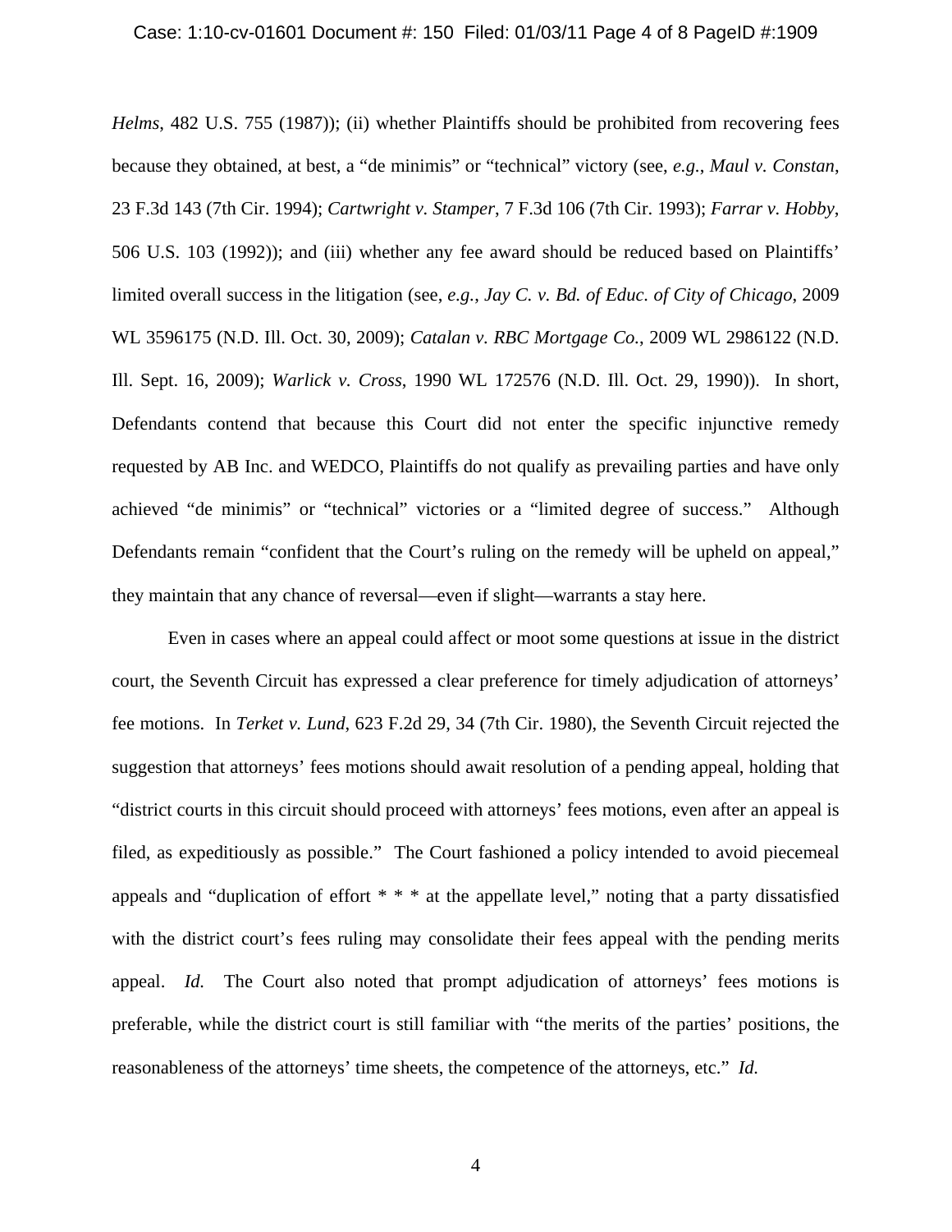*Helms*, 482 U.S. 755 (1987)); (ii) whether Plaintiffs should be prohibited from recovering fees because they obtained, at best, a "de minimis" or "technical" victory (see, *e.g.*, *Maul v. Constan*, 23 F.3d 143 (7th Cir. 1994); *Cartwright v. Stamper*, 7 F.3d 106 (7th Cir. 1993); *Farrar v. Hobby*, 506 U.S. 103 (1992)); and (iii) whether any fee award should be reduced based on Plaintiffs' limited overall success in the litigation (see, *e.g.*, *Jay C. v. Bd. of Educ. of City of Chicago*, 2009 WL 3596175 (N.D. Ill. Oct. 30, 2009); *Catalan v. RBC Mortgage Co.*, 2009 WL 2986122 (N.D. Ill. Sept. 16, 2009); *Warlick v. Cross*, 1990 WL 172576 (N.D. Ill. Oct. 29, 1990)). In short, Defendants contend that because this Court did not enter the specific injunctive remedy requested by AB Inc. and WEDCO, Plaintiffs do not qualify as prevailing parties and have only achieved "de minimis" or "technical" victories or a "limited degree of success." Although Defendants remain "confident that the Court's ruling on the remedy will be upheld on appeal," they maintain that any chance of reversal—even if slight—warrants a stay here.

Even in cases where an appeal could affect or moot some questions at issue in the district court, the Seventh Circuit has expressed a clear preference for timely adjudication of attorneys' fee motions. In *Terket v. Lund*, 623 F.2d 29, 34 (7th Cir. 1980), the Seventh Circuit rejected the suggestion that attorneys' fees motions should await resolution of a pending appeal, holding that "district courts in this circuit should proceed with attorneys' fees motions, even after an appeal is filed, as expeditiously as possible." The Court fashioned a policy intended to avoid piecemeal appeals and "duplication of effort * * * at the appellate level," noting that a party dissatisfied with the district court's fees ruling may consolidate their fees appeal with the pending merits appeal. *Id.* The Court also noted that prompt adjudication of attorneys' fees motions is preferable, while the district court is still familiar with "the merits of the parties' positions, the reasonableness of the attorneys' time sheets, the competence of the attorneys, etc." *Id.*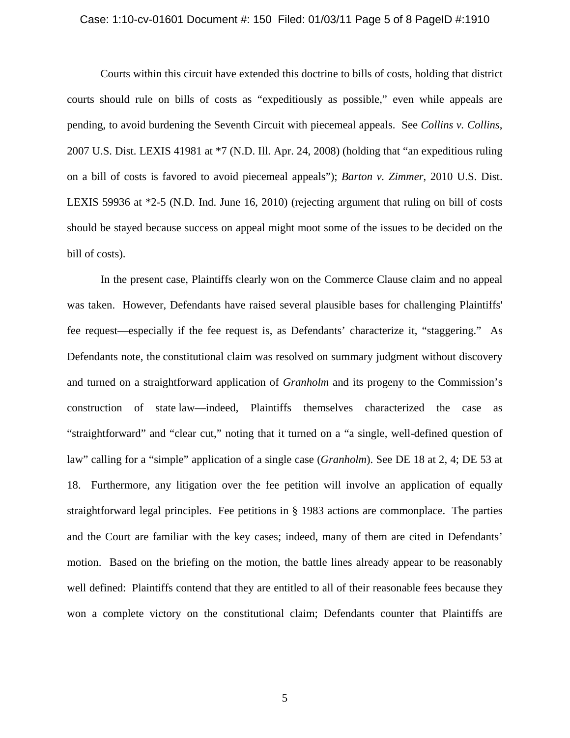Courts within this circuit have extended this doctrine to bills of costs, holding that district courts should rule on bills of costs as "expeditiously as possible," even while appeals are pending, to avoid burdening the Seventh Circuit with piecemeal appeals. See *Collins v. Collins*, 2007 U.S. Dist. LEXIS 41981 at *7 (N.D. Ill. Apr. 24, 2008) (holding that "an expeditious ruling on a bill of costs is favored to avoid piecemeal appeals"); *Barton v. Zimmer*, 2010 U.S. Dist. LEXIS 59936 at *2-5 (N.D. Ind. June 16, 2010) (rejecting argument that ruling on bill of costs should be stayed because success on appeal might moot some of the issues to be decided on the bill of costs).

In the present case, Plaintiffs clearly won on the Commerce Clause claim and no appeal was taken. However, Defendants have raised several plausible bases for challenging Plaintiffs' fee request—especially if the fee request is, as Defendants' characterize it, "staggering." As Defendants note, the constitutional claim was resolved on summary judgment without discovery and turned on a straightforward application of *Granholm* and its progeny to the Commission's construction of state law—indeed, Plaintiffs themselves characterized the case as "straightforward" and "clear cut," noting that it turned on a "a single, well-defined question of law" calling for a "simple" application of a single case (*Granholm*). See DE 18 at 2, 4; DE 53 at 18. Furthermore, any litigation over the fee petition will involve an application of equally straightforward legal principles. Fee petitions in § 1983 actions are commonplace. The parties and the Court are familiar with the key cases; indeed, many of them are cited in Defendants' motion. Based on the briefing on the motion, the battle lines already appear to be reasonably well defined: Plaintiffs contend that they are entitled to all of their reasonable fees because they won a complete victory on the constitutional claim; Defendants counter that Plaintiffs are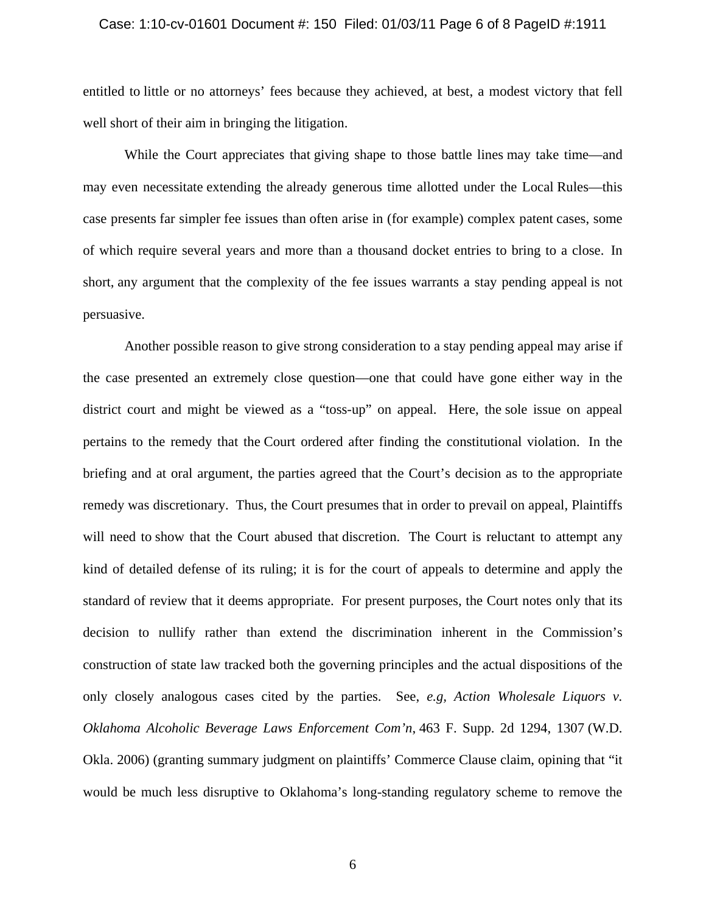entitled to little or no attorneys' fees because they achieved, at best, a modest victory that fell well short of their aim in bringing the litigation.

While the Court appreciates that giving shape to those battle lines may take time—and may even necessitate extending the already generous time allotted under the Local Rules—this case presents far simpler fee issues than often arise in (for example) complex patent cases, some of which require several years and more than a thousand docket entries to bring to a close. In short, any argument that the complexity of the fee issues warrants a stay pending appeal is not persuasive.

Another possible reason to give strong consideration to a stay pending appeal may arise if the case presented an extremely close question—one that could have gone either way in the district court and might be viewed as a "toss-up" on appeal. Here, the sole issue on appeal pertains to the remedy that the Court ordered after finding the constitutional violation. In the briefing and at oral argument, the parties agreed that the Court's decision as to the appropriate remedy was discretionary. Thus, the Court presumes that in order to prevail on appeal, Plaintiffs will need to show that the Court abused that discretion. The Court is reluctant to attempt any kind of detailed defense of its ruling; it is for the court of appeals to determine and apply the standard of review that it deems appropriate. For present purposes, the Court notes only that its decision to nullify rather than extend the discrimination inherent in the Commission's construction of state law tracked both the governing principles and the actual dispositions of the only closely analogous cases cited by the parties. See, *e.g*, *Action Wholesale Liquors v. Oklahoma Alcoholic Beverage Laws Enforcement Com'n*, 463 F. Supp. 2d 1294, 1307 (W.D. Okla. 2006) (granting summary judgment on plaintiffs' Commerce Clause claim, opining that "it would be much less disruptive to Oklahoma's long-standing regulatory scheme to remove the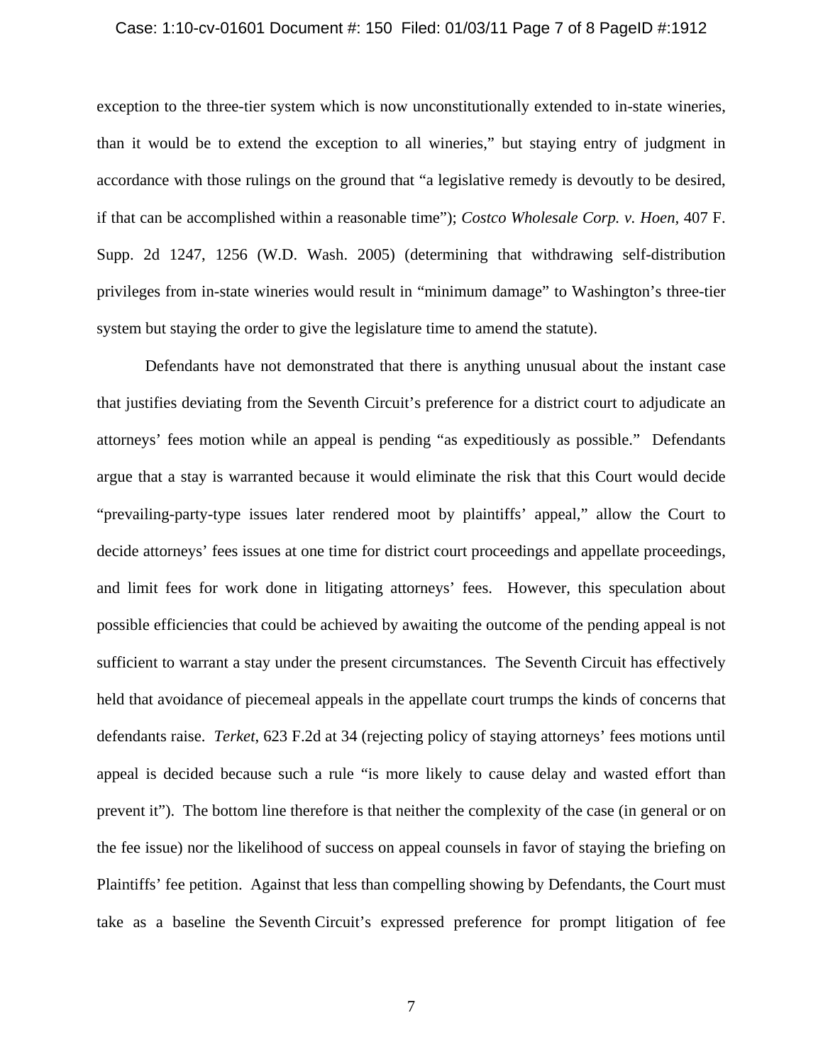exception to the three-tier system which is now unconstitutionally extended to in-state wineries, than it would be to extend the exception to all wineries," but staying entry of judgment in accordance with those rulings on the ground that "a legislative remedy is devoutly to be desired, if that can be accomplished within a reasonable time"); *Costco Wholesale Corp. v. Hoen,* 407 F. Supp. 2d 1247, 1256 (W.D. Wash. 2005) (determining that withdrawing self-distribution privileges from in-state wineries would result in "minimum damage" to Washington's three-tier system but staying the order to give the legislature time to amend the statute).

Defendants have not demonstrated that there is anything unusual about the instant case that justifies deviating from the Seventh Circuit's preference for a district court to adjudicate an attorneys' fees motion while an appeal is pending "as expeditiously as possible." Defendants argue that a stay is warranted because it would eliminate the risk that this Court would decide "prevailing-party-type issues later rendered moot by plaintiffs' appeal," allow the Court to decide attorneys' fees issues at one time for district court proceedings and appellate proceedings, and limit fees for work done in litigating attorneys' fees. However, this speculation about possible efficiencies that could be achieved by awaiting the outcome of the pending appeal is not sufficient to warrant a stay under the present circumstances. The Seventh Circuit has effectively held that avoidance of piecemeal appeals in the appellate court trumps the kinds of concerns that defendants raise. *Terket*, 623 F.2d at 34 (rejecting policy of staying attorneys' fees motions until appeal is decided because such a rule "is more likely to cause delay and wasted effort than prevent it"). The bottom line therefore is that neither the complexity of the case (in general or on the fee issue) nor the likelihood of success on appeal counsels in favor of staying the briefing on Plaintiffs' fee petition. Against that less than compelling showing by Defendants, the Court must take as a baseline the Seventh Circuit's expressed preference for prompt litigation of fee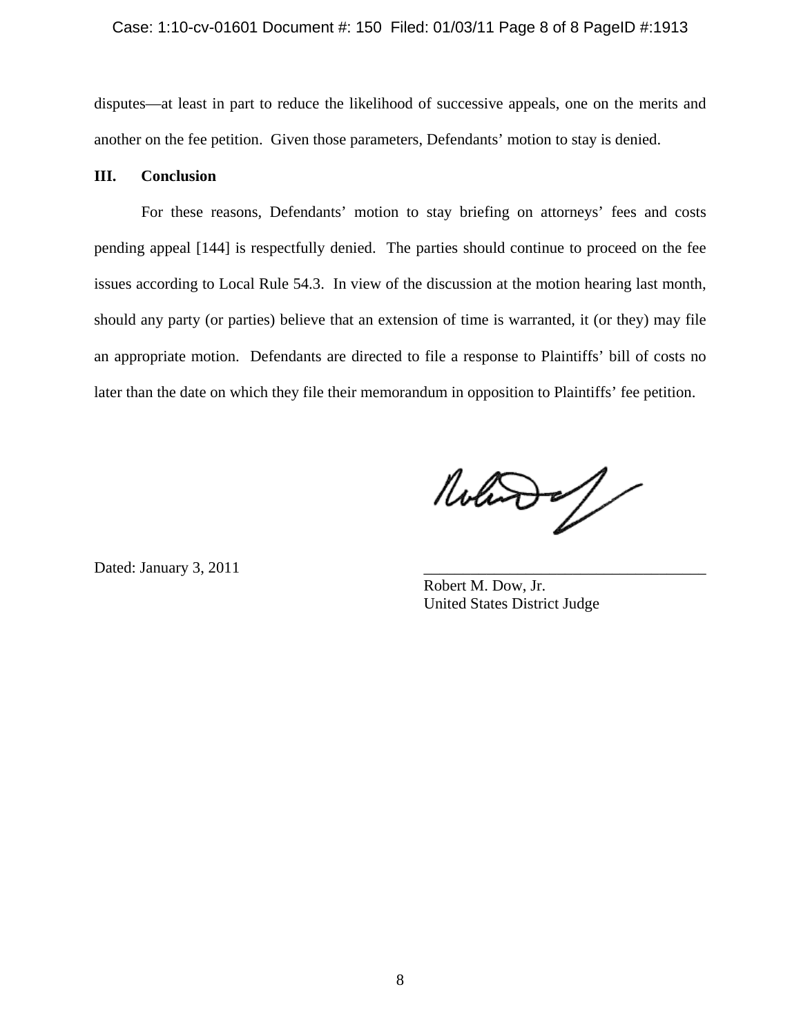disputes—at least in part to reduce the likelihood of successive appeals, one on the merits and another on the fee petition. Given those parameters, Defendants' motion to stay is denied.

## III. Conclusion

For these reasons, Defendants' motion to stay briefing on attorneys' fees and costs pending appeal [144] is respectfully denied. The parties should continue to proceed on the fee issues according to Local Rule 54.3. In view of the discussion at the motion hearing last month, should any party (or parties) believe that an extension of time is warranted, it (or they) may file an appropriate motion. Defendants are directed to file a response to Plaintiffs' bill of costs no later than the date on which they file their memorandum in opposition to Plaintiffs' fee petition.

Dated: January 3, 2011

\_\_\_\_\_\_\_\_\_\_\_\_\_\_\_\_\_\_\_\_\_\_\_\_\_\_\_\_\_\_\_\_\_\_\_\_

Robert M. Dow, Jr.
United States District Judge